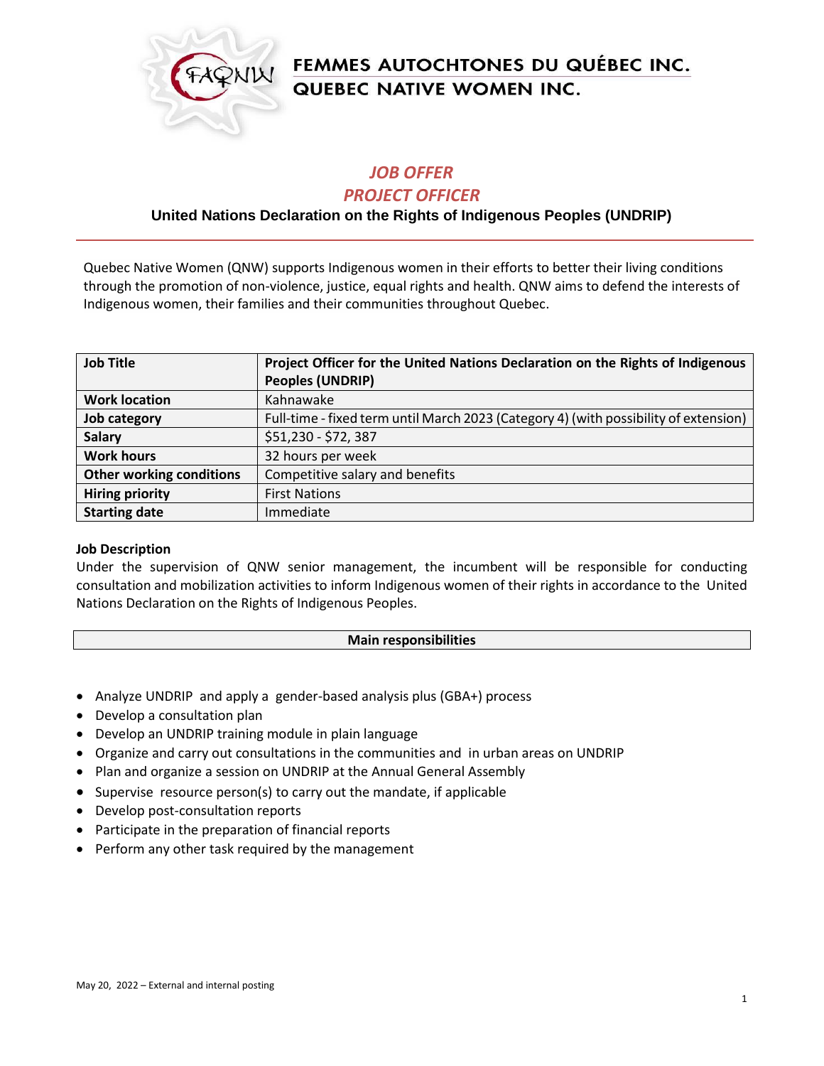**FEMMES AUTOCHTONES DU QUÉBEC INC.**
**QUEBEC NATIVE WOMEN INC.**

# *JOB OFFER*
# *PROJECT OFFICER*

## United Nations Declaration on the Rights of Indigenous Peoples (UNDRIP)

---

Quebec Native Women (QNW) supports Indigenous women in their efforts to better their living conditions through the promotion of non-violence, justice, equal rights and health. QNW aims to defend the interests of Indigenous women, their families and their communities throughout Quebec.

| **Job Title** | **Project Officer for the United Nations Declaration on the Rights of Indigenous Peoples (UNDRIP)** |
|---|---|
| **Work location** | Kahnawake |
| **Job category** | Full-time - fixed term until March 2023 (Category 4) (with possibility of extension) |
| **Salary** | $51,230 - $72, 387 |
| **Work hours** | 32 hours per week |
| **Other working conditions** | Competitive salary and benefits |
| **Hiring priority** | First Nations |
| **Starting date** | Immediate |

**Job Description**

Under the supervision of QNW senior management, the incumbent will be responsible for conducting consultation and mobilization activities to inform Indigenous women of their rights in accordance to the United Nations Declaration on the Rights of Indigenous Peoples.

**Main responsibilities**

- Analyze UNDRIP and apply a gender-based analysis plus (GBA+) process
- Develop a consultation plan
- Develop an UNDRIP training module in plain language
- Organize and carry out consultations in the communities and in urban areas on UNDRIP
- Plan and organize a session on UNDRIP at the Annual General Assembly
- Supervise resource person(s) to carry out the mandate, if applicable
- Develop post-consultation reports
- Participate in the preparation of financial reports
- Perform any other task required by the management

May 20, 2022 – External and internal posting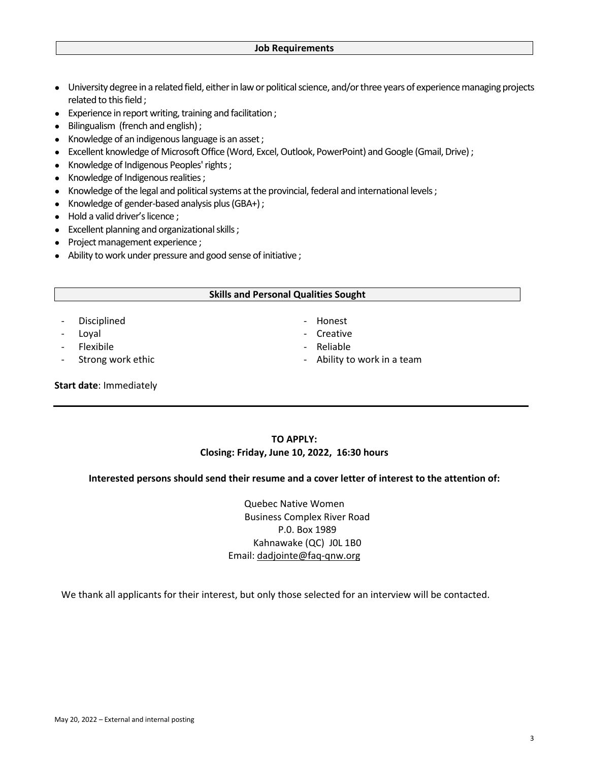## Job Requirements

- University degree in a related field, either in law or political science, and/or three years of experience managing projects related to this field ;
- Experience in report writing, training and facilitation ;
- Bilingualism (french and english) ;
- Knowledge of an indigenous language is an asset ;
- Excellent knowledge of Microsoft Office (Word, Excel, Outlook, PowerPoint) and Google (Gmail, Drive) ;
- Knowledge of Indigenous Peoples' rights ;
- Knowledge of Indigenous realities ;
- Knowledge of the legal and political systems at the provincial, federal and international levels ;
- Knowledge of gender-based analysis plus (GBA+) ;
- Hold a valid driver's licence ;
- Excellent planning and organizational skills ;
- Project management experience ;
- Ability to work under pressure and good sense of initiative ;

## Skills and Personal Qualities Sought

- Disciplined
- Loyal
- Flexibile
- Strong work ethic
- Honest
- Creative
- Reliable
- Ability to work in a team

**Start date**: Immediately

---

**TO APPLY:**
**Closing: Friday, June 10, 2022, 16:30 hours**

**Interested persons should send their resume and a cover letter of interest to the attention of:**

Quebec Native Women
Business Complex River Road
P.0. Box 1989
Kahnawake (QC) J0L 1B0
Email: dadjointe@faq-qnw.org

We thank all applicants for their interest, but only those selected for an interview will be contacted.

May 20, 2022 – External and internal posting